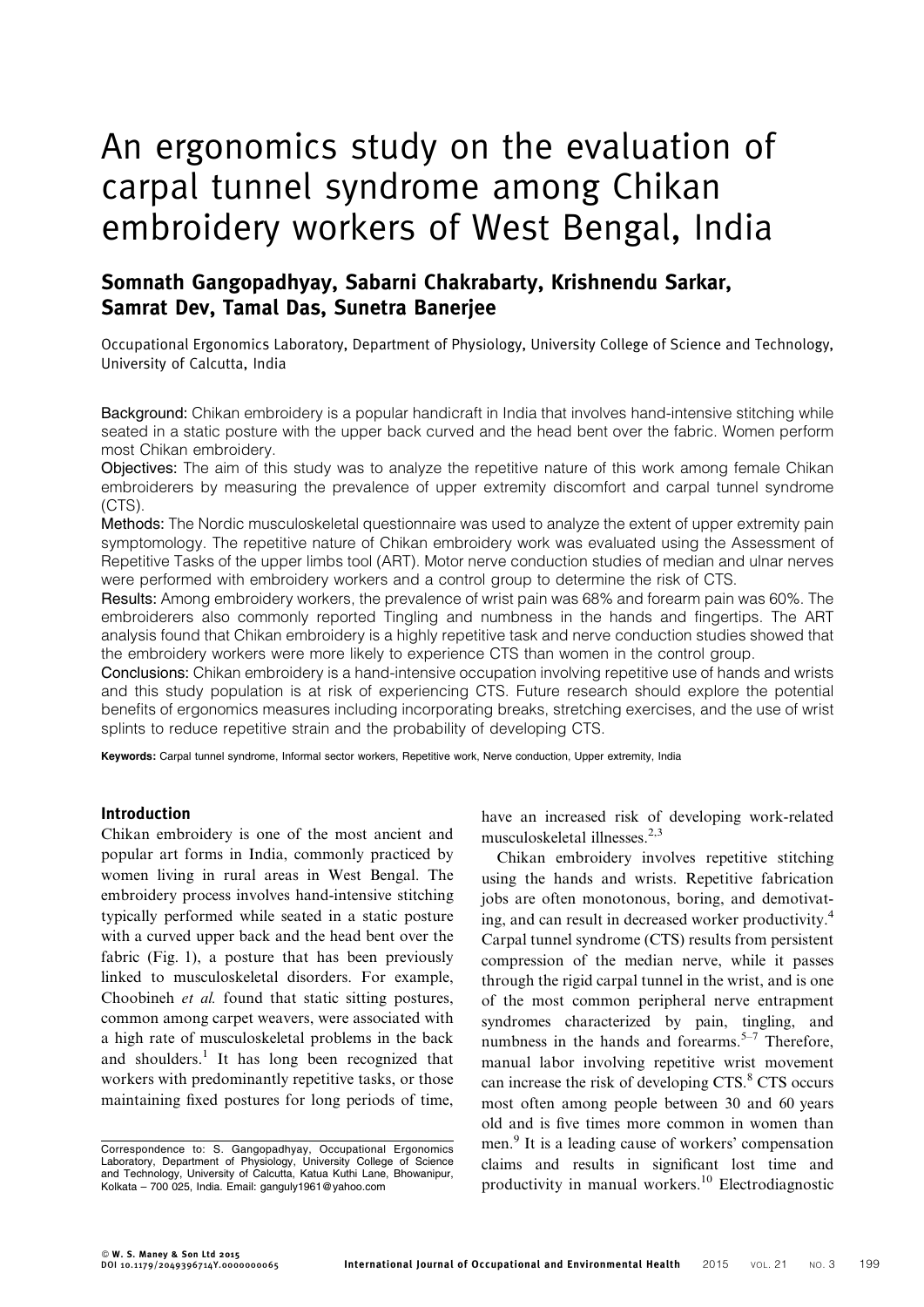# An ergonomics study on the evaluation of carpal tunnel syndrome among Chikan embroidery workers of West Bengal, India

**Somnath Gangopadhyay, Sabarni Chakrabarty, Krishnendu Sarkar, Samrat Dev, Tamal Das, Sunetra Banerjee**

Occupational Ergonomics Laboratory, Department of Physiology, University College of Science and Technology, University of Calcutta, India

Background: Chikan embroidery is a popular handicraft in India that involves hand-intensive stitching while seated in a static posture with the upper back curved and the head bent over the fabric. Women perform most Chikan embroidery.

Objectives: The aim of this study was to analyze the repetitive nature of this work among female Chikan embroiderers by measuring the prevalence of upper extremity discomfort and carpal tunnel syndrome (CTS).

Methods: The Nordic musculoskeletal questionnaire was used to analyze the extent of upper extremity pain symptomology. The repetitive nature of Chikan embroidery work was evaluated using the Assessment of Repetitive Tasks of the upper limbs tool (ART). Motor nerve conduction studies of median and ulnar nerves were performed with embroidery workers and a control group to determine the risk of CTS.

Results: Among embroidery workers, the prevalence of wrist pain was 68% and forearm pain was 60%. The embroiderers also commonly reported Tingling and numbness in the hands and fingertips. The ART analysis found that Chikan embroidery is a highly repetitive task and nerve conduction studies showed that the embroidery workers were more likely to experience CTS than women in the control group.

Conclusions: Chikan embroidery is a hand-intensive occupation involving repetitive use of hands and wrists and this study population is at risk of experiencing CTS. Future research should explore the potential benefits of ergonomics measures including incorporating breaks, stretching exercises, and the use of wrist splints to reduce repetitive strain and the probability of developing CTS.

Keywords: Carpal tunnel syndrome, Informal sector workers, Repetitive work, Nerve conduction, Upper extremity, India

## Introduction

Chikan embroidery is one of the most ancient and popular art forms in India, commonly practiced by women living in rural areas in West Bengal. The embroidery process involves hand-intensive stitching typically performed while seated in a static posture with a curved upper back and the head bent over the fabric (Fig. 1), a posture that has been previously linked to musculoskeletal disorders. For example, Choobineh *et al.* found that static sitting postures, common among carpet weavers, were associated with a high rate of musculoskeletal problems in the back and shoulders.[1] It has long been recognized that workers with predominantly repetitive tasks, or those maintaining fixed postures for long periods of time, have an increased risk of developing work-related musculoskeletal illnesses.[2,3]

Chikan embroidery involves repetitive stitching using the hands and wrists. Repetitive fabrication jobs are often monotonous, boring, and demotivating, and can result in decreased worker productivity.[4] Carpal tunnel syndrome (CTS) results from persistent compression of the median nerve, while it passes through the rigid carpal tunnel in the wrist, and is one of the most common peripheral nerve entrapment syndromes characterized by pain, tingling, and numbness in the hands and forearms.[5–7] Therefore, manual labor involving repetitive wrist movement can increase the risk of developing CTS.[8] CTS occurs most often among people between 30 and 60 years old and is five times more common in women than men.[9] It is a leading cause of workers' compensation claims and results in significant lost time and productivity in manual workers.[10] Electrodiagnostic

Correspondence to: S. Gangopadhyay, Occupational Ergonomics Laboratory, Department of Physiology, University College of Science and Technology, University of Calcutta, Katua Kuthi Lane, Bhowanipur, Kolkata – 700 025, India. Email: ganguly1961@yahoo.com

© W. S. Maney & Son Ltd 2015
DOI 10.1179/2049396714Y.0000000065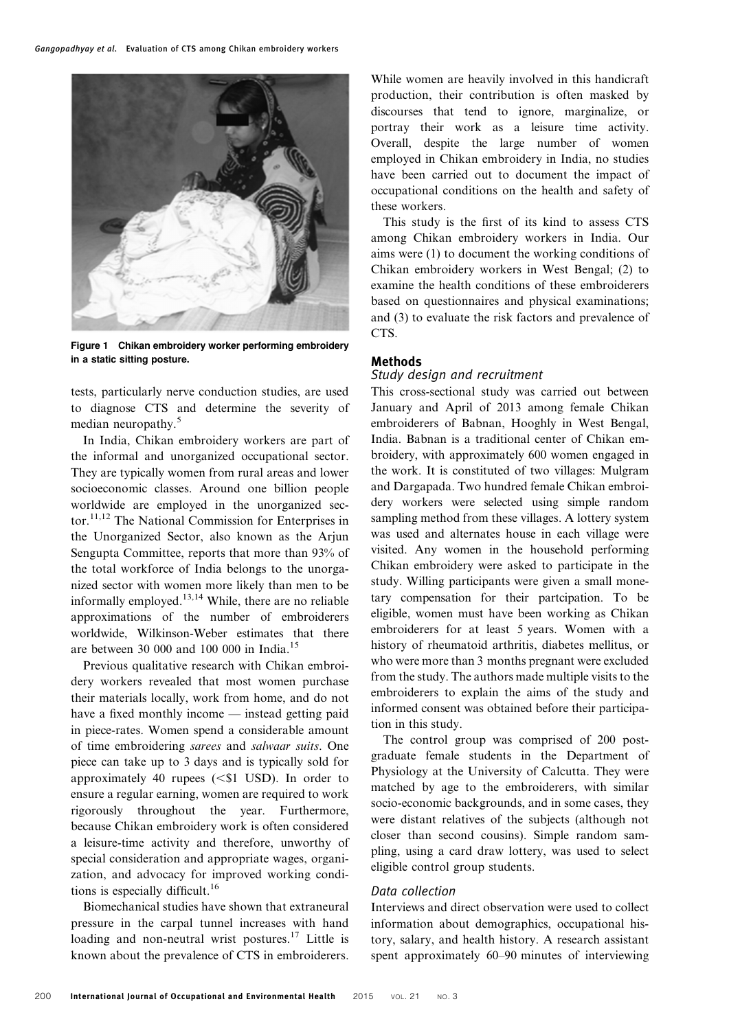Figure 1 Chikan embroidery worker performing embroidery in a static sitting posture.

tests, particularly nerve conduction studies, are used to diagnose CTS and determine the severity of median neuropathy.[5]

In India, Chikan embroidery workers are part of the informal and unorganized occupational sector. They are typically women from rural areas and lower socioeconomic classes. Around one billion people worldwide are employed in the unorganized sector.[11,12] The National Commission for Enterprises in the Unorganized Sector, also known as the Arjun Sengupta Committee, reports that more than 93% of the total workforce of India belongs to the unorganized sector with women more likely than men to be informally employed.[13,14] While, there are no reliable approximations of the number of embroiderers worldwide, Wilkinson-Weber estimates that there are between 30 000 and 100 000 in India.[15]

Previous qualitative research with Chikan embroidery workers revealed that most women purchase their materials locally, work from home, and do not have a fixed monthly income — instead getting paid in piece-rates. Women spend a considerable amount of time embroidering *sarees* and *salwaar suits*. One piece can take up to 3 days and is typically sold for approximately 40 rupees (<$1 USD). In order to ensure a regular earning, women are required to work rigorously throughout the year. Furthermore, because Chikan embroidery work is often considered a leisure-time activity and therefore, unworthy of special consideration and appropriate wages, organization, and advocacy for improved working conditions is especially difficult.[16]

Biomechanical studies have shown that extraneural pressure in the carpal tunnel increases with hand loading and non-neutral wrist postures.[17] Little is known about the prevalence of CTS in embroiderers. While women are heavily involved in this handicraft production, their contribution is often masked by discourses that tend to ignore, marginalize, or portray their work as a leisure time activity. Overall, despite the large number of women employed in Chikan embroidery in India, no studies have been carried out to document the impact of occupational conditions on the health and safety of these workers.

This study is the first of its kind to assess CTS among Chikan embroidery workers in India. Our aims were (1) to document the working conditions of Chikan embroidery workers in West Bengal; (2) to examine the health conditions of these embroiderers based on questionnaires and physical examinations; and (3) to evaluate the risk factors and prevalence of CTS.

## Methods

### Study design and recruitment

This cross-sectional study was carried out between January and April of 2013 among female Chikan embroiderers of Babnan, Hooghly in West Bengal, India. Babnan is a traditional center of Chikan embroidery, with approximately 600 women engaged in the work. It is constituted of two villages: Mulgram and Dargapada. Two hundred female Chikan embroidery workers were selected using simple random sampling method from these villages. A lottery system was used and alternates house in each village were visited. Any women in the household performing Chikan embroidery were asked to participate in the study. Willing participants were given a small monetary compensation for their partcipation. To be eligible, women must have been working as Chikan embroiderers for at least 5 years. Women with a history of rheumatoid arthritis, diabetes mellitus, or who were more than 3 months pregnant were excluded from the study. The authors made multiple visits to the embroiderers to explain the aims of the study and informed consent was obtained before their participation in this study.

The control group was comprised of 200 post-graduate female students in the Department of Physiology at the University of Calcutta. They were matched by age to the embroiderers, with similar socio-economic backgrounds, and in some cases, they were distant relatives of the subjects (although not closer than second cousins). Simple random sampling, using a card draw lottery, was used to select eligible control group students.

### Data collection

Interviews and direct observation were used to collect information about demographics, occupational history, salary, and health history. A research assistant spent approximately 60–90 minutes of interviewing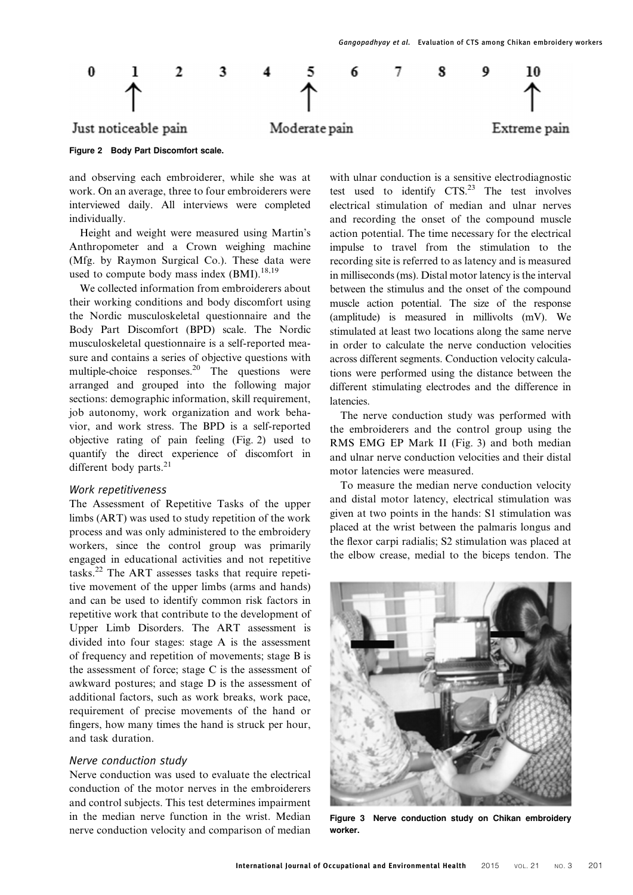0 1 2 3 4 5 6 7 8 9 10

Just noticeable pain — Moderate pain — Extreme pain

**Figure 2 Body Part Discomfort scale.**

and observing each embroiderer, while she was at work. On an average, three to four embroiderers were interviewed daily. All interviews were completed individually.

Height and weight were measured using Martin's Anthropometer and a Crown weighing machine (Mfg. by Raymon Surgical Co.). These data were used to compute body mass index (BMI).[18,19]

We collected information from embroiderers about their working conditions and body discomfort using the Nordic musculoskeletal questionnaire and the Body Part Discomfort (BPD) scale. The Nordic musculoskeletal questionnaire is a self-reported measure and contains a series of objective questions with multiple-choice responses.[20] The questions were arranged and grouped into the following major sections: demographic information, skill requirement, job autonomy, work organization and work behavior, and work stress. The BPD is a self-reported objective rating of pain feeling (Fig. 2) used to quantify the direct experience of discomfort in different body parts.[21]

### *Work repetitiveness*

The Assessment of Repetitive Tasks of the upper limbs (ART) was used to study repetition of the work process and was only administered to the embroidery workers, since the control group was primarily engaged in educational activities and not repetitive tasks.[22] The ART assesses tasks that require repetitive movement of the upper limbs (arms and hands) and can be used to identify common risk factors in repetitive work that contribute to the development of Upper Limb Disorders. The ART assessment is divided into four stages: stage A is the assessment of frequency and repetition of movements; stage B is the assessment of force; stage C is the assessment of awkward postures; and stage D is the assessment of additional factors, such as work breaks, work pace, requirement of precise movements of the hand or fingers, how many times the hand is struck per hour, and task duration.

### *Nerve conduction study*

Nerve conduction was used to evaluate the electrical conduction of the motor nerves in the embroiderers and control subjects. This test determines impairment in the median nerve function in the wrist. Median nerve conduction velocity and comparison of median with ulnar conduction is a sensitive electrodiagnostic test used to identify CTS.[23] The test involves electrical stimulation of median and ulnar nerves and recording the onset of the compound muscle action potential. The time necessary for the electrical impulse to travel from the stimulation to the recording site is referred to as latency and is measured in milliseconds (ms). Distal motor latency is the interval between the stimulus and the onset of the compound muscle action potential. The size of the response (amplitude) is measured in millivolts (mV). We stimulated at least two locations along the same nerve in order to calculate the nerve conduction velocities across different segments. Conduction velocity calculations were performed using the distance between the different stimulating electrodes and the difference in latencies.

The nerve conduction study was performed with the embroiderers and the control group using the RMS EMG EP Mark II (Fig. 3) and both median and ulnar nerve conduction velocities and their distal motor latencies were measured.

To measure the median nerve conduction velocity and distal motor latency, electrical stimulation was given at two points in the hands: S1 stimulation was placed at the wrist between the palmaris longus and the flexor carpi radialis; S2 stimulation was placed at the elbow crease, medial to the biceps tendon. The

**Figure 3 Nerve conduction study on Chikan embroidery worker.**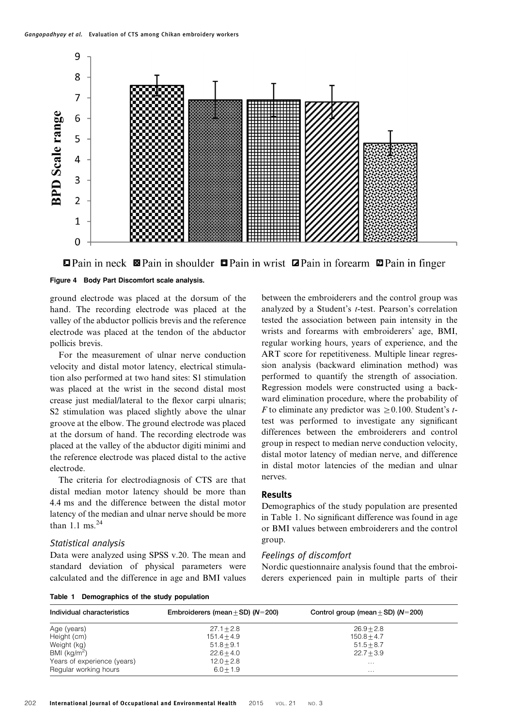Figure 4 Body Part Discomfort scale analysis.

ground electrode was placed at the dorsum of the hand. The recording electrode was placed at the valley of the abductor pollicis brevis and the reference electrode was placed at the tendon of the abductor pollicis brevis.

For the measurement of ulnar nerve conduction velocity and distal motor latency, electrical stimulation also performed at two hand sites: S1 stimulation was placed at the wrist in the second distal most crease just medial/lateral to the flexor carpi ulnaris; S2 stimulation was placed slightly above the ulnar groove at the elbow. The ground electrode was placed at the dorsum of hand. The recording electrode was placed at the valley of the abductor digiti minimi and the reference electrode was placed distal to the active electrode.

The criteria for electrodiagnosis of CTS are that distal median motor latency should be more than 4.4 ms and the difference between the distal motor latency of the median and ulnar nerve should be more than 1.1 ms.[24]

### Statistical analysis

Data were analyzed using SPSS v.20. The mean and standard deviation of physical parameters were calculated and the difference in age and BMI values between the embroiderers and the control group was analyzed by a Student's $t$-test. Pearson's correlation tested the association between pain intensity in the wrists and forearms with embroiderers' age, BMI, regular working hours, years of experience, and the ART score for repetitiveness. Multiple linear regression analysis (backward elimination method) was performed to quantify the strength of association. Regression models were constructed using a backward elimination procedure, where the probability of $F$ to eliminate any predictor was $\geq 0.100$. Student's $t$-test was performed to investigate any significant differences between the embroiderers and control group in respect to median nerve conduction velocity, distal motor latency of median nerve, and difference in distal motor latencies of the median and ulnar nerves.

## Results

Demographics of the study population are presented in Table 1. No significant difference was found in age or BMI values between embroiderers and the control group.

### Feelings of discomfort

Nordic questionnaire analysis found that the embroiderers experienced pain in multiple parts of their

Table 1 Demographics of the study population

| Individual characteristics | Embroiderers (mean $\pm$ SD) ($N$=200) | Control group (mean $\pm$ SD) ($N$=200) |
|---|---|---|
| Age (years) | $27.1 \pm 2.8$ | $26.9 \pm 2.8$ |
| Height (cm) | $151.4 \pm 4.9$ | $150.8 \pm 4.7$ |
| Weight (kg) | $51.8 \pm 9.1$ | $51.5 \pm 8.7$ |
| BMI (kg/m$^2$) | $22.6 \pm 4.0$ | $22.7 \pm 3.9$ |
| Years of experience (years) | $12.0 \pm 2.8$ | ... |
| Regular working hours | $6.0 \pm 1.9$ | ... |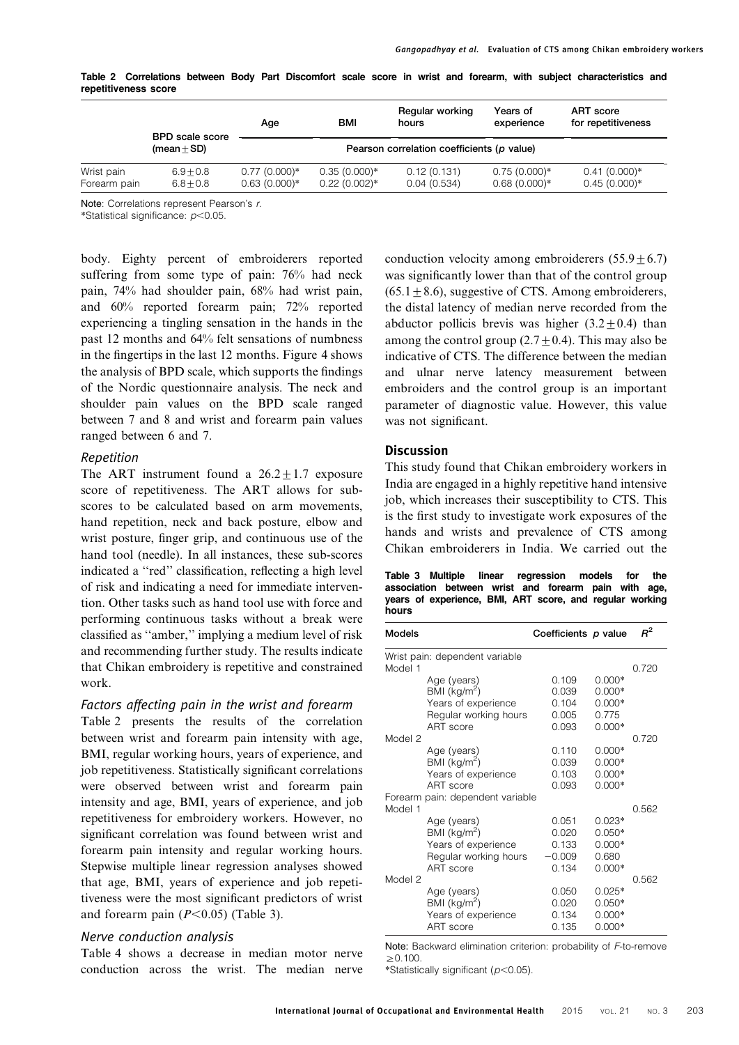Table 2 Correlations between Body Part Discomfort scale score in wrist and forearm, with subject characteristics and repetitiveness score

| | BPD scale score (mean ± SD) | Age | BMI | Regular working hours | Years of experience | ART score for repetitiveness |
|---|---|---|---|---|---|---|
| | | Pearson correlation coefficients (*p* value) | | | | |
| Wrist pain | 6.9 ± 0.8 | 0.77 (0.000)* | 0.35 (0.000)* | 0.12 (0.131) | 0.75 (0.000)* | 0.41 (0.000)* |
| Forearm pain | 6.8 ± 0.8 | 0.63 (0.000)* | 0.22 (0.002)* | 0.04 (0.534) | 0.68 (0.000)* | 0.45 (0.000)* |

**Note**: Correlations represent Pearson's *r*.
*Statistical significance: $p<0.05$.

body. Eighty percent of embroiderers reported suffering from some type of pain: 76% had neck pain, 74% had shoulder pain, 68% had wrist pain, and 60% reported forearm pain; 72% reported experiencing a tingling sensation in the hands in the past 12 months and 64% felt sensations of numbness in the fingertips in the last 12 months. Figure 4 shows the analysis of BPD scale, which supports the findings of the Nordic questionnaire analysis. The neck and shoulder pain values on the BPD scale ranged between 7 and 8 and wrist and forearm pain values ranged between 6 and 7.

### *Repetition*

The ART instrument found a 26.2 ± 1.7 exposure score of repetitiveness. The ART allows for sub-scores to be calculated based on arm movements, hand repetition, neck and back posture, elbow and wrist posture, finger grip, and continuous use of the hand tool (needle). In all instances, these sub-scores indicated a "red" classification, reflecting a high level of risk and indicating a need for immediate intervention. Other tasks such as hand tool use with force and performing continuous tasks without a break were classified as "amber," implying a medium level of risk and recommending further study. The results indicate that Chikan embroidery is repetitive and constrained work.

### *Factors affecting pain in the wrist and forearm*

Table 2 presents the results of the correlation between wrist and forearm pain intensity with age, BMI, regular working hours, years of experience, and job repetitiveness. Statistically significant correlations were observed between wrist and forearm pain intensity and age, BMI, years of experience, and job repetitiveness for embroidery workers. However, no significant correlation was found between wrist and forearm pain intensity and regular working hours. Stepwise multiple linear regression analyses showed that age, BMI, years of experience and job repetitiveness were the most significant predictors of wrist and forearm pain ($P<0.05$) (Table 3).

### *Nerve conduction analysis*

Table 4 shows a decrease in median motor nerve conduction across the wrist. The median nerve conduction velocity among embroiderers (55.9 ± 6.7) was significantly lower than that of the control group (65.1 ± 8.6), suggestive of CTS. Among embroiderers, the distal latency of median nerve recorded from the abductor pollicis brevis was higher (3.2 ± 0.4) than among the control group (2.7 ± 0.4). This may also be indicative of CTS. The difference between the median and ulnar nerve latency measurement between embroiders and the control group is an important parameter of diagnostic value. However, this value was not significant.

## Discussion

This study found that Chikan embroidery workers in India are engaged in a highly repetitive hand intensive job, which increases their susceptibility to CTS. This is the first study to investigate work exposures of the hands and wrists and prevalence of CTS among Chikan embroiderers in India. We carried out the

Table 3 Multiple linear regression models for the association between wrist and forearm pain with age, years of experience, BMI, ART score, and regular working hours

| Models | | Coefficients | *p* value | $R^2$ |
|---|---|---|---|---|
| Wrist pain: dependent variable | | | | |
| Model 1 | | | | 0.720 |
| | Age (years) | 0.109 | 0.000* | |
| | BMI (kg/m$^2$) | 0.039 | 0.000* | |
| | Years of experience | 0.104 | 0.000* | |
| | Regular working hours | 0.005 | 0.775 | |
| | ART score | 0.093 | 0.000* | |
| Model 2 | | | | 0.720 |
| | Age (years) | 0.110 | 0.000* | |
| | BMI (kg/m$^2$) | 0.039 | 0.000* | |
| | Years of experience | 0.103 | 0.000* | |
| | ART score | 0.093 | 0.000* | |
| Forearm pain: dependent variable | | | | |
| Model 1 | | | | 0.562 |
| | Age (years) | 0.051 | 0.023* | |
| | BMI (kg/m$^2$) | 0.020 | 0.050* | |
| | Years of experience | 0.133 | 0.000* | |
| | Regular working hours | −0.009 | 0.680 | |
| | ART score | 0.134 | 0.000* | |
| Model 2 | | | | 0.562 |
| | Age (years) | 0.050 | 0.025* | |
| | BMI (kg/m$^2$) | 0.020 | 0.050* | |
| | Years of experience | 0.134 | 0.000* | |
| | ART score | 0.135 | 0.000* | |

**Note**: Backward elimination criterion: probability of *F*-to-remove ≥0.100.
*Statistically significant ($p<0.05$).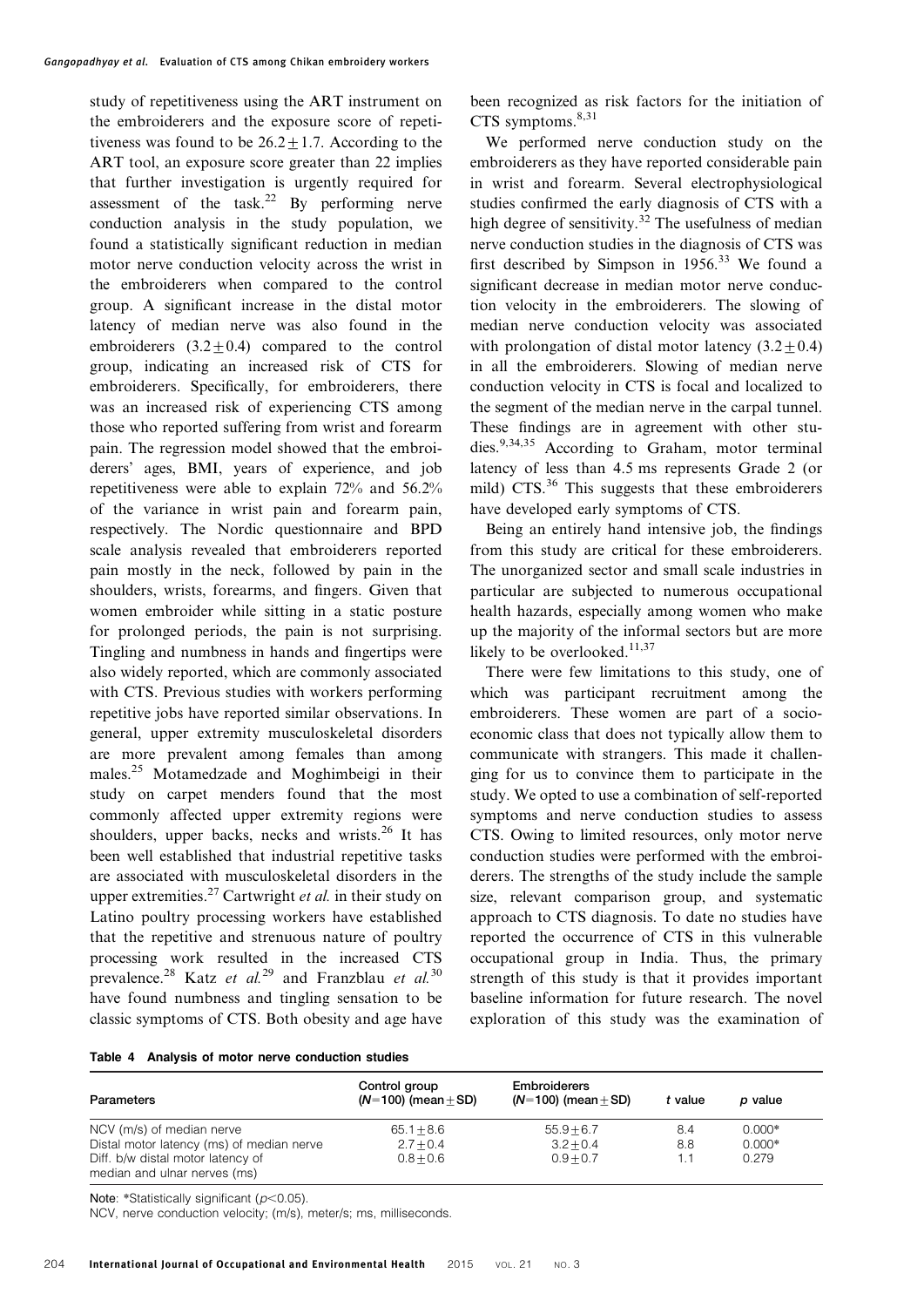study of repetitiveness using the ART instrument on the embroiderers and the exposure score of repetitiveness was found to be $26.2 \pm 1.7$. According to the ART tool, an exposure score greater than 22 implies that further investigation is urgently required for assessment of the task.[22] By performing nerve conduction analysis in the study population, we found a statistically significant reduction in median motor nerve conduction velocity across the wrist in the embroiderers when compared to the control group. A significant increase in the distal motor latency of median nerve was also found in the embroiderers ($3.2 \pm 0.4$) compared to the control group, indicating an increased risk of CTS for embroiderers. Specifically, for embroiderers, there was an increased risk of experiencing CTS among those who reported suffering from wrist and forearm pain. The regression model showed that the embroiderers' ages, BMI, years of experience, and job repetitiveness were able to explain 72% and 56.2% of the variance in wrist pain and forearm pain, respectively. The Nordic questionnaire and BPD scale analysis revealed that embroiderers reported pain mostly in the neck, followed by pain in the shoulders, wrists, forearms, and fingers. Given that women embroider while sitting in a static posture for prolonged periods, the pain is not surprising. Tingling and numbness in hands and fingertips were also widely reported, which are commonly associated with CTS. Previous studies with workers performing repetitive jobs have reported similar observations. In general, upper extremity musculoskeletal disorders are more prevalent among females than among males.[25] Motamedzade and Moghimbeigi in their study on carpet menders found that the most commonly affected upper extremity regions were shoulders, upper backs, necks and wrists.[26] It has been well established that industrial repetitive tasks are associated with musculoskeletal disorders in the upper extremities.[27] Cartwright *et al.* in their study on Latino poultry processing workers have established that the repetitive and strenuous nature of poultry processing work resulted in the increased CTS prevalence.[28] Katz *et al.*[29] and Franzblau *et al.*[30] have found numbness and tingling sensation to be classic symptoms of CTS. Both obesity and age have been recognized as risk factors for the initiation of CTS symptoms.[8,31]

We performed nerve conduction study on the embroiderers as they have reported considerable pain in wrist and forearm. Several electrophysiological studies confirmed the early diagnosis of CTS with a high degree of sensitivity.[32] The usefulness of median nerve conduction studies in the diagnosis of CTS was first described by Simpson in 1956.[33] We found a significant decrease in median motor nerve conduction velocity in the embroiderers. The slowing of median nerve conduction velocity was associated with prolongation of distal motor latency ($3.2 \pm 0.4$) in all the embroiderers. Slowing of median nerve conduction velocity in CTS is focal and localized to the segment of the median nerve in the carpal tunnel. These findings are in agreement with other studies.[9,34,35] According to Graham, motor terminal latency of less than 4.5 ms represents Grade 2 (or mild) CTS.[36] This suggests that these embroiderers have developed early symptoms of CTS.

Being an entirely hand intensive job, the findings from this study are critical for these embroiderers. The unorganized sector and small scale industries in particular are subjected to numerous occupational health hazards, especially among women who make up the majority of the informal sectors but are more likely to be overlooked.[11,37]

There were few limitations to this study, one of which was participant recruitment among the embroiderers. These women are part of a socio-economic class that does not typically allow them to communicate with strangers. This made it challenging for us to convince them to participate in the study. We opted to use a combination of self-reported symptoms and nerve conduction studies to assess CTS. Owing to limited resources, only motor nerve conduction studies were performed with the embroiderers. The strengths of the study include the sample size, relevant comparison group, and systematic approach to CTS diagnosis. To date no studies have reported the occurrence of CTS in this vulnerable occupational group in India. Thus, the primary strength of this study is that it provides important baseline information for future research. The novel exploration of this study was the examination of

**Table 4 Analysis of motor nerve conduction studies**

| Parameters | Control group ($N=100$) (mean $\pm$ SD) | Embroiderers ($N=100$) (mean $\pm$ SD) | *t* value | *p* value |
|---|---|---|---|---|
| NCV (m/s) of median nerve | $65.1 \pm 8.6$ | $55.9 \pm 6.7$ | 8.4 | 0.000* |
| Distal motor latency (ms) of median nerve | $2.7 \pm 0.4$ | $3.2 \pm 0.4$ | 8.8 | 0.000* |
| Diff. b/w distal motor latency of median and ulnar nerves (ms) | $0.8 \pm 0.6$ | $0.9 \pm 0.7$ | 1.1 | 0.279 |

Note: *Statistically significant ($p<0.05$).

NCV, nerve conduction velocity; (m/s), meter/s; ms, milliseconds.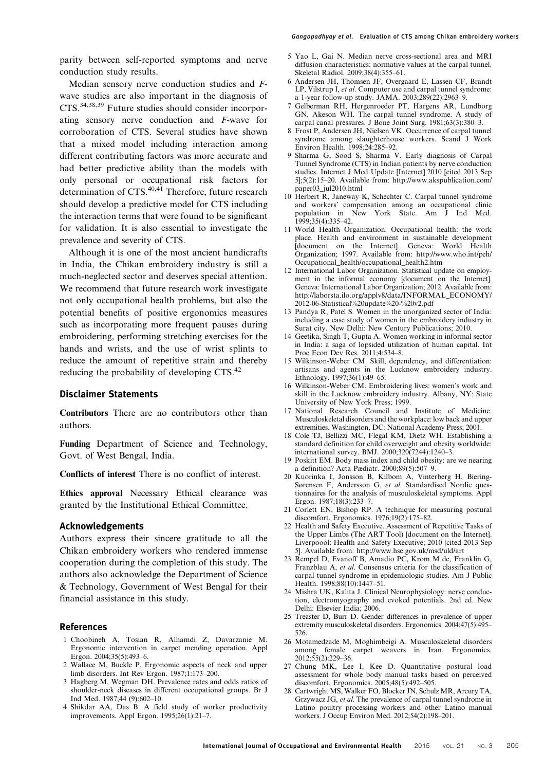parity between self-reported symptoms and nerve conduction study results.

Median sensory nerve conduction studies and *F*-wave studies are also important in the diagnosis of CTS.[34,38,39] Future studies should consider incorporating sensory nerve conduction and *F*-wave for corroboration of CTS. Several studies have shown that a mixed model including interaction among different contributing factors was more accurate and had better predictive ability than the models with only personal or occupational risk factors for determination of CTS.[40,41] Therefore, future research should develop a predictive model for CTS including the interaction terms that were found to be significant for validation. It is also essential to investigate the prevalence and severity of CTS.

Although it is one of the most ancient handicrafts in India, the Chikan embroidery industry is still a much-neglected sector and deserves special attention. We recommend that future research work investigate not only occupational health problems, but also the potential benefits of positive ergonomics measures such as incorporating more frequent pauses during embroidering, performing stretching exercises for the hands and wrists, and the use of wrist splints to reduce the amount of repetitive strain and thereby reducing the probability of developing CTS.[42]

## Disclaimer Statements

**Contributors** There are no contributors other than authors.

**Funding** Department of Science and Technology, Govt. of West Bengal, India.

**Conflicts of interest** There is no conflict of interest.

**Ethics approval** Necessary Ethical clearance was granted by the Institutional Ethical Committee.

## Acknowledgements

Authors express their sincere gratitude to all the Chikan embroidery workers who rendered immense cooperation during the completion of this study. The authors also acknowledge the Department of Science & Technology, Government of West Bengal for their financial assistance in this study.

## References

1 Choobineh A, Tosian R, Alhamdi Z, Davarzanie M. Ergonomic intervention in carpet mending operation. Appl Ergon. 2004;35(5):493–6.
2 Wallace M, Buckle P. Ergonomic aspects of neck and upper limb disorders. Int Rev Ergon. 1987;1:173–200.
3 Hagberg M, Wegman DH. Prevalence rates and odds ratios of shoulder-neck diseases in different occupational groups. Br J Ind Med. 1987;44 (9):602–10.
4 Shikdar AA, Das B. A field study of worker productivity improvements. Appl Ergon. 1995;26(1):21–7.
5 Yao L, Gai N. Median nerve cross-sectional area and MRI diffusion characteristics: normative values at the carpal tunnel. Skeletal Radiol. 2009;38(4):355–61.
6 Andersen JH, Thomsen JF, Overgaard E, Lassen CF, Brandt LP, Vilstrup I, *et al*. Computer use and carpal tunnel syndrome: a 1-year follow-up study. JAMA. 2003;289(22):2963–9.
7 Gelberman RH, Hergenroeder PT, Hargens AR, Lundborg GN, Akeson WH. The carpal tunnel syndrome. A study of carpal canal pressures. J Bone Joint Surg. 1981;63(3):380–3.
8 Frost P, Andersen JH, Nielsen VK. Occurrence of carpal tunnel syndrome among slaughterhouse workers. Scand J Work Environ Health. 1998;24:285–92.
9 Sharma G, Sood S, Sharma V. Early diagnosis of Carpal Tunnel Syndrome (CTS) in Indian patients by nerve conduction studies. Internet J Med Update [Internet].2010 [cited 2013 Sep 5];5(2):15–20. Available from: http://www.akspublication.com/paper03_jul2010.html
10 Herbert R, Janeway K, Schechter C. Carpal tunnel syndrome and workers' compensation among an occupational clinic population in New York State. Am J Ind Med. 1999;35(4):335–42.
11 World Health Organization. Occupational health: the work place. Health and environment in sustainable development [document on the Internet]. Geneva: World Health Organization; 1997. Available from: http://www.who.int/peh/Occupational_health/occupational_health2.htm
12 International Labor Organization. Statistical update on employment in the informal economy [document on the Internet]. Geneva: International Labor Organization; 2012. Available from: http://laborsta.ilo.org/applv8/data/INFORMAL_ECONOMY/2012-06-Statistical%20update%20-%20v2.pdf
13 Pandya R, Patel S. Women in the unorganized sector of India: including a case study of women in the embroidery industry in Surat city. New Delhi: New Century Publications; 2010.
14 Geetika, Singh T, Gupta A. Women working in informal sector in India: a saga of lopsided utilization of human capital. Int Proc Econ Dev Res. 2011;4:534–8.
15 Wilkinson-Weber CM. Skill, dependency, and differentiation: artisans and agents in the Lucknow embroidery industry. Ethnology. 1997;36(1):49–65.
16 Wilkinson-Weber CM. Embroidering lives: women's work and skill in the Lucknow embroidery industry. Albany, NY: State University of New York Press; 1999.
17 National Research Council and Institute of Medicine. Musculoskeletal disorders and the workplace: low back and upper extremities. Washington, DC: National Academy Press; 2001.
18 Cole TJ, Bellizzi MC, Flegal KM, Dietz WH. Establishing a standard definition for child overweight and obesity worldwide: international survey. BMJ. 2000;320(7244):1240–3.
19 Poskitt EM. Body mass index and child obesity: are we nearing a definition? Acta Pædiatr. 2000;89(5):507–9.
20 Kuorinka I, Jonsson B, Kilbom A, Vinterberg H, Biering-Sørensen F, Andersson G, *et al*. Standardised Nordic questionnaires for the analysis of musculoskeletal symptoms. Appl Ergon. 1987;18(3):233–7.
21 Corlett EN, Bishop RP. A technique for measuring postural discomfort. Ergonomics. 1976;19(2):175–82.
22 Health and Safety Executive. Assessment of Repetitive Tasks of the Upper Limbs (The ART Tool) [document on the Internet]. Liverpoool: Health and Safety Executive; 2010 [cited 2013 Sep 5]. Available from: http://www.hse.gov.uk/msd/uld/art
23 Rempel D, Evanoff B, Amadio PC, Krom M de, Franklin G, Franzblau A, *et al*. Consensus criteria for the classification of carpal tunnel syndrome in epidemiologic studies. Am J Public Health. 1998;88(10):1447–51.
24 Mishra UK, Kalita J. Clinical Neurophysiology: nerve conduction, electromyography and evoked potentials. 2nd ed. New Delhi: Elsevier India; 2006.
25 Treaster D, Burr D. Gender differences in prevalence of upper extremity musculoskeletal disorders. Ergonomics. 2004;47(5):495–526.
26 Motamedzade M, Moghimbeigi A. Musculoskeletal disorders among female carpet weavers in Iran. Ergonomics. 2012;55(2):229–36.
27 Chung MK, Lee I, Kee D. Quantitative postural load assessment for whole body manual tasks based on perceived discomfort. Ergonomics. 2005;48(5):492–505.
28 Cartwright MS, Walker FO, Blocker JN, Schulz MR, Arcury TA, Grzywacz JG, *et al*. The prevalence of carpal tunnel syndrome in Latino poultry processing workers and other Latino manual workers. J Occup Environ Med. 2012;54(2):198–201.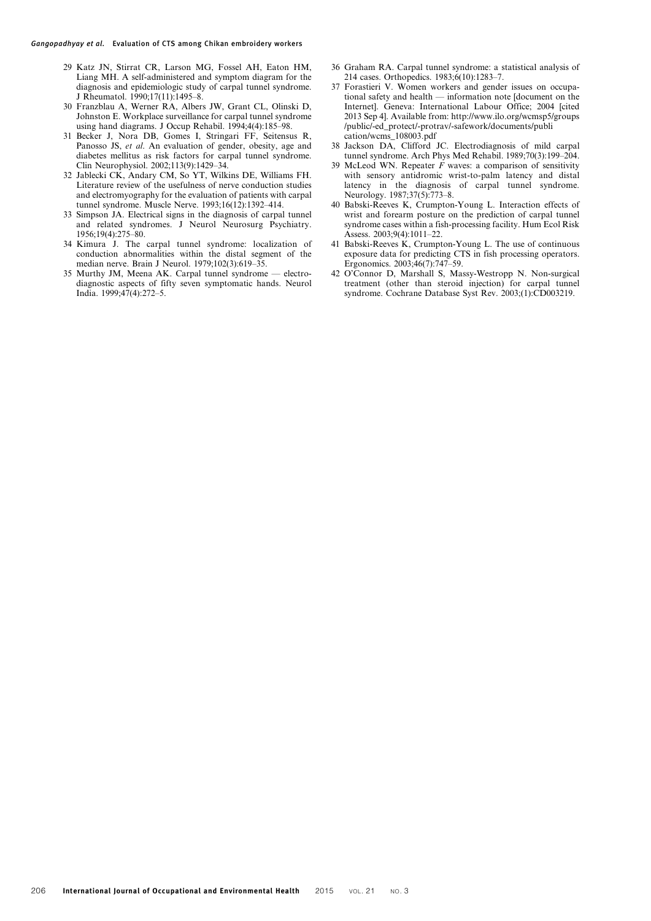29 Katz JN, Stirrat CR, Larson MG, Fossel AH, Eaton HM, Liang MH. A self-administered and symptom diagram for the diagnosis and epidemiologic study of carpal tunnel syndrome. J Rheumatol. 1990;17(11):1495–8.

30 Franzblau A, Werner RA, Albers JW, Grant CL, Olinski D, Johnston E. Workplace surveillance for carpal tunnel syndrome using hand diagrams. J Occup Rehabil. 1994;4(4):185–98.

31 Becker J, Nora DB, Gomes I, Stringari FF, Seitensus R, Panosso JS, *et al.* An evaluation of gender, obesity, age and diabetes mellitus as risk factors for carpal tunnel syndrome. Clin Neurophysiol. 2002;113(9):1429–34.

32 Jablecki CK, Andary CM, So YT, Wilkins DE, Williams FH. Literature review of the usefulness of nerve conduction studies and electromyography for the evaluation of patients with carpal tunnel syndrome. Muscle Nerve. 1993;16(12):1392–414.

33 Simpson JA. Electrical signs in the diagnosis of carpal tunnel and related syndromes. J Neurol Neurosurg Psychiatry. 1956;19(4):275–80.

34 Kimura J. The carpal tunnel syndrome: localization of conduction abnormalities within the distal segment of the median nerve. Brain J Neurol. 1979;102(3):619–35.

35 Murthy JM, Meena AK. Carpal tunnel syndrome — electrodiagnostic aspects of fifty seven symptomatic hands. Neurol India. 1999;47(4):272–5.

36 Graham RA. Carpal tunnel syndrome: a statistical analysis of 214 cases. Orthopedics. 1983;6(10):1283–7.

37 Forastieri V. Women workers and gender issues on occupational safety and health — information note [document on the Internet]. Geneva: International Labour Office; 2004 [cited 2013 Sep 4]. Available from: http://www.ilo.org/wcmsp5/groups/public/-ed_protect/-protrav/-safework/documents/publication/wcms_108003.pdf

38 Jackson DA, Clifford JC. Electrodiagnosis of mild carpal tunnel syndrome. Arch Phys Med Rehabil. 1989;70(3):199–204.

39 McLeod WN. Repeater *F* waves: a comparison of sensitivity with sensory antidromic wrist-to-palm latency and distal latency in the diagnosis of carpal tunnel syndrome. Neurology. 1987;37(5):773–8.

40 Babski-Reeves K, Crumpton-Young L. Interaction effects of wrist and forearm posture on the prediction of carpal tunnel syndrome cases within a fish-processing facility. Hum Ecol Risk Assess. 2003;9(4):1011–22.

41 Babski-Reeves K, Crumpton-Young L. The use of continuous exposure data for predicting CTS in fish processing operators. Ergonomics. 2003;46(7):747–59.

42 O'Connor D, Marshall S, Massy-Westropp N. Non-surgical treatment (other than steroid injection) for carpal tunnel syndrome. Cochrane Database Syst Rev. 2003;(1):CD003219.